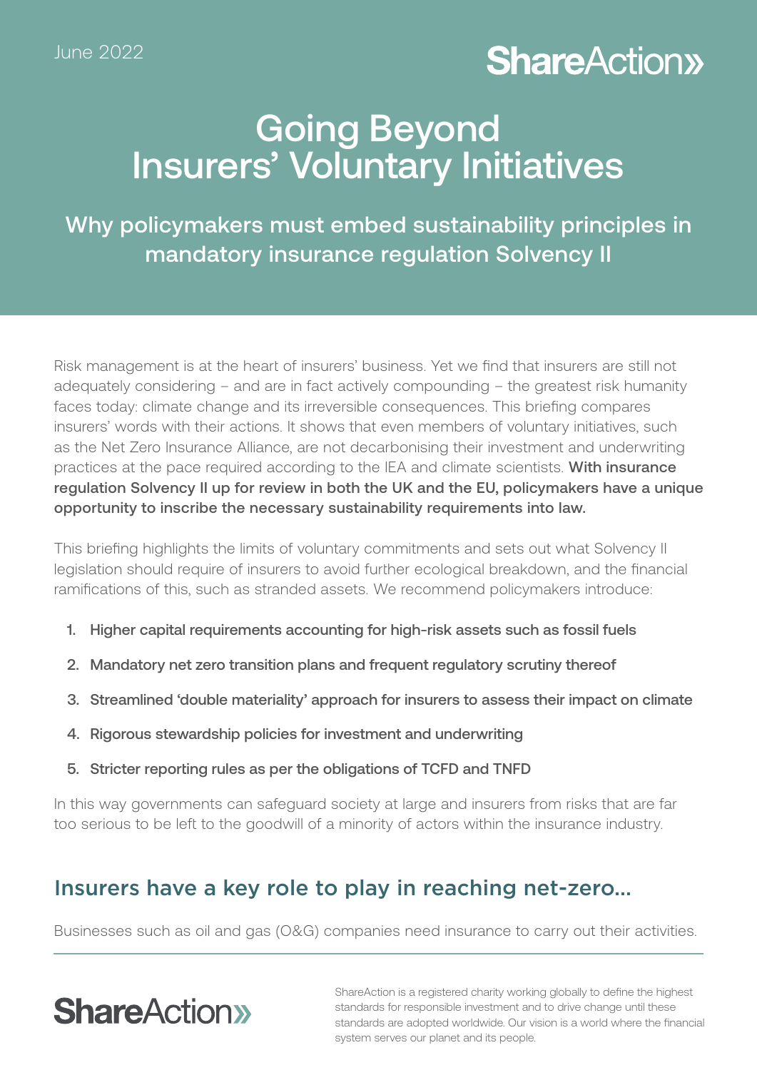June 2022

ShareAction»

# Going Beyond Insurers' Voluntary Initiatives

## Why policymakers must embed sustainability principles in mandatory insurance regulation Solvency II

Risk management is at the heart of insurers' business. Yet we find that insurers are still not adequately considering – and are in fact actively compounding – the greatest risk humanity faces today: climate change and its irreversible consequences. This briefing compares insurers' words with their actions. It shows that even members of voluntary initiatives, such as the Net Zero Insurance Alliance, are not decarbonising their investment and underwriting practices at the pace required according to the IEA and climate scientists. **With insurance regulation Solvency II up for review in both the UK and the EU, policymakers have a unique opportunity to inscribe the necessary sustainability requirements into law.**

This briefing highlights the limits of voluntary commitments and sets out what Solvency II legislation should require of insurers to avoid further ecological breakdown, and the financial ramifications of this, such as stranded assets. We recommend policymakers introduce:

1. **Higher capital requirements accounting for high-risk assets such as fossil fuels**
2. **Mandatory net zero transition plans and frequent regulatory scrutiny thereof**
3. **Streamlined 'double materiality' approach for insurers to assess their impact on climate**
4. **Rigorous stewardship policies for investment and underwriting**
5. **Stricter reporting rules as per the obligations of TCFD and TNFD**

In this way governments can safeguard society at large and insurers from risks that are far too serious to be left to the goodwill of a minority of actors within the insurance industry.

## Insurers have a key role to play in reaching net-zero...

Businesses such as oil and gas (O&G) companies need insurance to carry out their activities.

ShareAction»

ShareAction is a registered charity working globally to define the highest standards for responsible investment and to drive change until these standards are adopted worldwide. Our vision is a world where the financial system serves our planet and its people.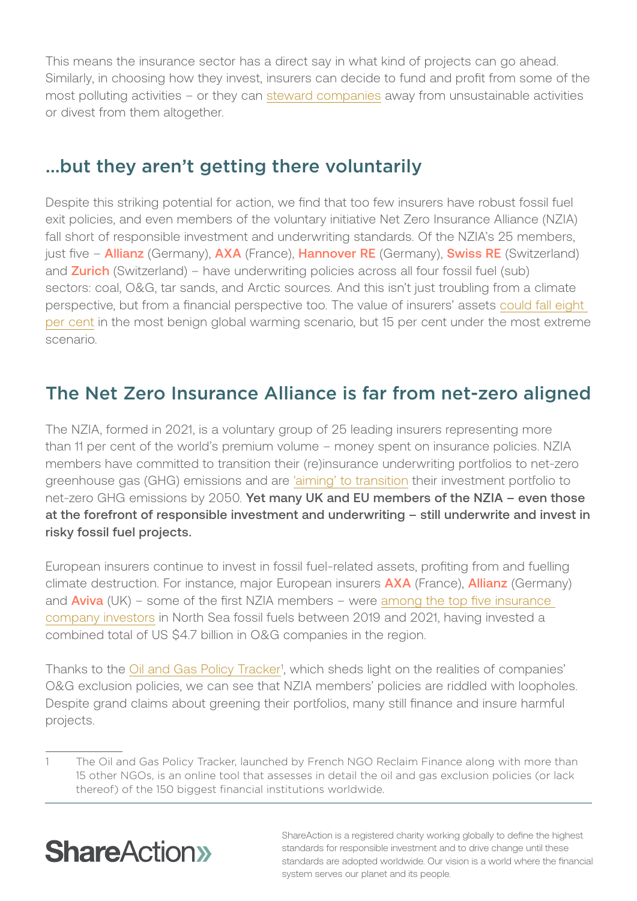This means the insurance sector has a direct say in what kind of projects can go ahead. Similarly, in choosing how they invest, insurers can decide to fund and profit from some of the most polluting activities – or they can steward companies away from unsustainable activities or divest from them altogether.

## ...but they aren't getting there voluntarily

Despite this striking potential for action, we find that too few insurers have robust fossil fuel exit policies, and even members of the voluntary initiative Net Zero Insurance Alliance (NZIA) fall short of responsible investment and underwriting standards. Of the NZIA's 25 members, just five – **Allianz** (Germany), **AXA** (France), **Hannover RE** (Germany), **Swiss RE** (Switzerland) and **Zurich** (Switzerland) – have underwriting policies across all four fossil fuel (sub) sectors: coal, O&G, tar sands, and Arctic sources. And this isn't just troubling from a climate perspective, but from a financial perspective too. The value of insurers' assets could fall eight per cent in the most benign global warming scenario, but 15 per cent under the most extreme scenario.

## The Net Zero Insurance Alliance is far from net-zero aligned

The NZIA, formed in 2021, is a voluntary group of 25 leading insurers representing more than 11 per cent of the world's premium volume – money spent on insurance policies. NZIA members have committed to transition their (re)insurance underwriting portfolios to net-zero greenhouse gas (GHG) emissions and are 'aiming' to transition their investment portfolio to net-zero GHG emissions by 2050. **Yet many UK and EU members of the NZIA – even those at the forefront of responsible investment and underwriting – still underwrite and invest in risky fossil fuel projects.**

European insurers continue to invest in fossil fuel-related assets, profiting from and fuelling climate destruction. For instance, major European insurers **AXA** (France), **Allianz** (Germany) and **Aviva** (UK) – some of the first NZIA members – were among the top five insurance company investors in North Sea fossil fuels between 2019 and 2021, having invested a combined total of US $4.7 billion in O&G companies in the region.

Thanks to the Oil and Gas Policy Tracker[1], which sheds light on the realities of companies' O&G exclusion policies, we can see that NZIA members' policies are riddled with loopholes. Despite grand claims about greening their portfolios, many still finance and insure harmful projects.

---

1 The Oil and Gas Policy Tracker, launched by French NGO Reclaim Finance along with more than 15 other NGOs, is an online tool that assesses in detail the oil and gas exclusion policies (or lack thereof) of the 150 biggest financial institutions worldwide.

ShareAction

ShareAction is a registered charity working globally to define the highest standards for responsible investment and to drive change until these standards are adopted worldwide. Our vision is a world where the financial system serves our planet and its people.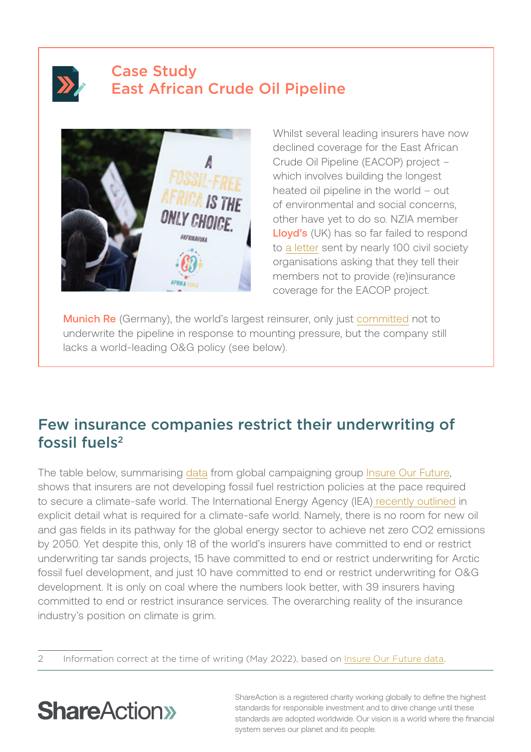## Case Study
## East African Crude Oil Pipeline

Whilst several leading insurers have now declined coverage for the East African Crude Oil Pipeline (EACOP) project – which involves building the longest heated oil pipeline in the world – out of environmental and social concerns, other have yet to do so. NZIA member **Lloyd's** (UK) has so far failed to respond to a letter sent by nearly 100 civil society organisations asking that they tell their members not to provide (re)insurance coverage for the EACOP project.

**Munich Re** (Germany), the world's largest reinsurer, only just committed not to underwrite the pipeline in response to mounting pressure, but the company still lacks a world-leading O&G policy (see below).

## Few insurance companies restrict their underwriting of fossil fuels[2]

The table below, summarising data from global campaigning group Insure Our Future, shows that insurers are not developing fossil fuel restriction policies at the pace required to secure a climate-safe world. The International Energy Agency (IEA) recently outlined in explicit detail what is required for a climate-safe world. Namely, there is no room for new oil and gas fields in its pathway for the global energy sector to achieve net zero CO2 emissions by 2050. Yet despite this, only 18 of the world's insurers have committed to end or restrict underwriting tar sands projects, 15 have committed to end or restrict underwriting for Arctic fossil fuel development, and just 10 have committed to end or restrict underwriting for O&G development. It is only on coal where the numbers look better, with 39 insurers having committed to end or restrict insurance services. The overarching reality of the insurance industry's position on climate is grim.

2 Information correct at the time of writing (May 2022), based on Insure Our Future data.

ShareAction is a registered charity working globally to define the highest standards for responsible investment and to drive change until these standards are adopted worldwide. Our vision is a world where the financial system serves our planet and its people.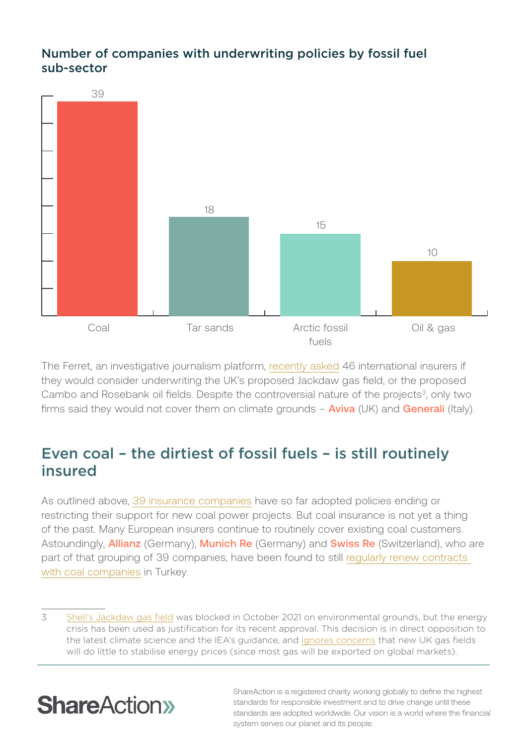### Number of companies with underwriting policies by fossil fuel sub-sector

| Sub-sector | Number of companies |
|---|---|
| Coal | 39 |
| Tar sands | 18 |
| Arctic fossil fuels | 15 |
| Oil & gas | 10 |

The Ferret, an investigative journalism platform, recently asked 46 international insurers if they would consider underwriting the UK's proposed Jackdaw gas field, or the proposed Cambo and Rosebank oil fields. Despite the controversial nature of the projects[3], only two firms said they would not cover them on climate grounds – **Aviva** (UK) and **Generali** (Italy).

## Even coal – the dirtiest of fossil fuels – is still routinely insured

As outlined above, 39 insurance companies have so far adopted policies ending or restricting their support for new coal power projects. But coal insurance is not yet a thing of the past. Many European insurers continue to routinely cover existing coal customers. Astoundingly, **Allianz** (Germany), **Munich Re** (Germany) and **Swiss Re** (Switzerland), who are part of that grouping of 39 companies, have been found to still regularly renew contracts with coal companies in Turkey.

3 Shell's Jackdaw gas field was blocked in October 2021 on environmental grounds, but the energy crisis has been used as justification for its recent approval. This decision is in direct opposition to the latest climate science and the IEA's guidance, and ignores concerns that new UK gas fields will do little to stabilise energy prices (since most gas will be exported on global markets).

ShareAction is a registered charity working globally to define the highest standards for responsible investment and to drive change until these standards are adopted worldwide. Our vision is a world where the financial system serves our planet and its people.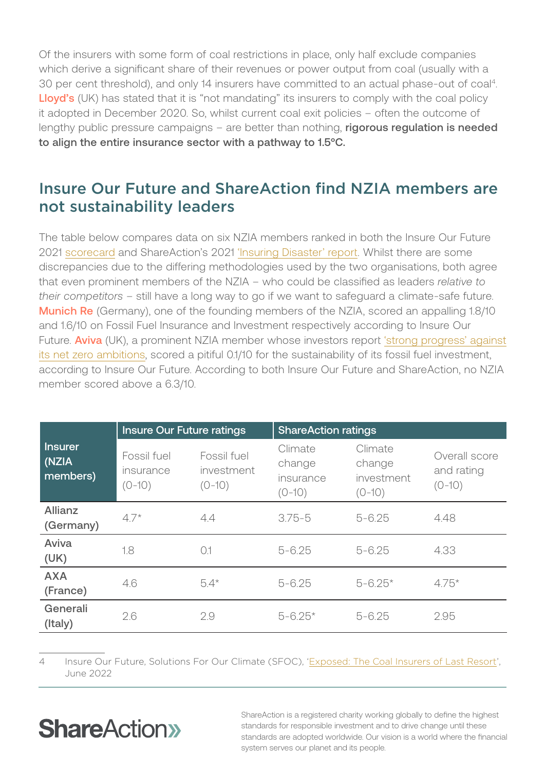Of the insurers with some form of coal restrictions in place, only half exclude companies which derive a significant share of their revenues or power output from coal (usually with a 30 per cent threshold), and only 14 insurers have committed to an actual phase-out of coal[4]. **Lloyd's** (UK) has stated that it is "not mandating" its insurers to comply with the coal policy it adopted in December 2020. So, whilst current coal exit policies – often the outcome of lengthy public pressure campaigns – are better than nothing, **rigorous regulation is needed to align the entire insurance sector with a pathway to 1.5°C.**

## Insure Our Future and ShareAction find NZIA members are not sustainability leaders

The table below compares data on six NZIA members ranked in both the Insure Our Future 2021 scorecard and ShareAction's 2021 'Insuring Disaster' report. Whilst there are some discrepancies due to the differing methodologies used by the two organisations, both agree that even prominent members of the NZIA – who could be classified as leaders *relative to their competitors* – still have a long way to go if we want to safeguard a climate-safe future. **Munich Re** (Germany), one of the founding members of the NZIA, scored an appalling 1.8/10 and 1.6/10 on Fossil Fuel Insurance and Investment respectively according to Insure Our Future. **Aviva** (UK), a prominent NZIA member whose investors report 'strong progress' against its net zero ambitions, scored a pitiful 0.1/10 for the sustainability of its fossil fuel investment, according to Insure Our Future. According to both Insure Our Future and ShareAction, no NZIA member scored above a 6.3/10.

| Insurer (NZIA members) | Insure Our Future ratings | | ShareAction ratings | | |
|---|---|---|---|---|---|
| | Fossil fuel insurance (0-10) | Fossil fuel investment (0-10) | Climate change insurance (0-10) | Climate change investment (0-10) | Overall score and rating (0-10) |
| Allianz (Germany) | 4.7* | 4.4 | 3.75-5 | 5-6.25 | 4.48 |
| Aviva (UK) | 1.8 | 0.1 | 5-6.25 | 5-6.25 | 4.33 |
| AXA (France) | 4.6 | 5.4* | 5-6.25 | 5-6.25* | 4.75* |
| Generali (Italy) | 2.6 | 2.9 | 5-6.25* | 5-6.25 | 2.95 |

4 Insure Our Future, Solutions For Our Climate (SFOC), 'Exposed: The Coal Insurers of Last Resort', June 2022

ShareAction is a registered charity working globally to define the highest standards for responsible investment and to drive change until these standards are adopted worldwide. Our vision is a world where the financial system serves our planet and its people.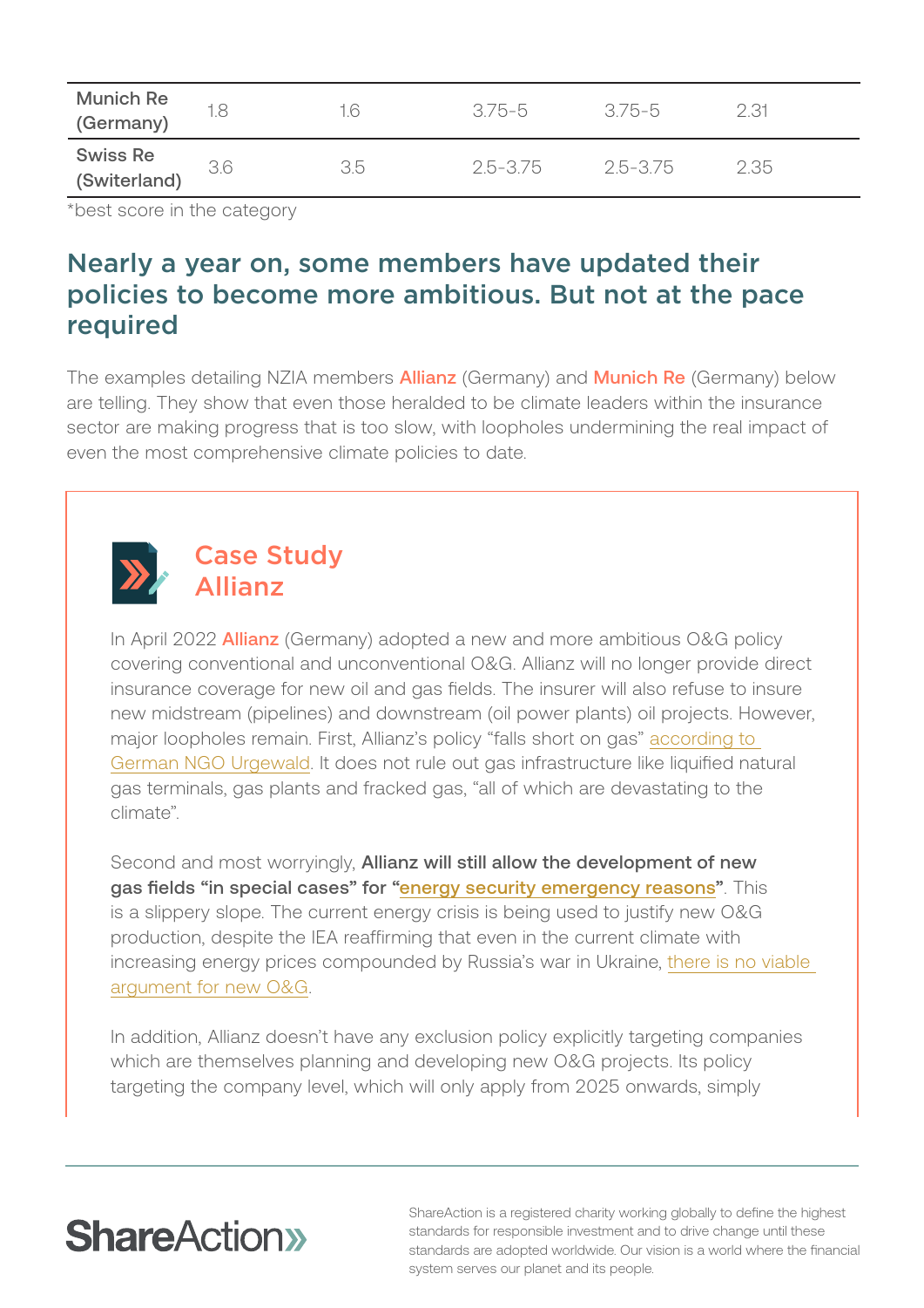| | | | | | |
|---|---|---|---|---|---|
| Munich Re (Germany) | 1.8 | 1.6 | 3.75-5 | 3.75-5 | 2.31 |
| Swiss Re (Switerland) | 3.6 | 3.5 | 2.5-3.75 | 2.5-3.75 | 2.35 |

*best score in the category

## Nearly a year on, some members have updated their policies to become more ambitious. But not at the pace required

The examples detailing NZIA members Allianz (Germany) and Munich Re (Germany) below are telling. They show that even those heralded to be climate leaders within the insurance sector are making progress that is too slow, with loopholes undermining the real impact of even the most comprehensive climate policies to date.

### Case Study Allianz

In April 2022 Allianz (Germany) adopted a new and more ambitious O&G policy covering conventional and unconventional O&G. Allianz will no longer provide direct insurance coverage for new oil and gas fields. The insurer will also refuse to insure new midstream (pipelines) and downstream (oil power plants) oil projects. However, major loopholes remain. First, Allianz's policy "falls short on gas" according to German NGO Urgewald. It does not rule out gas infrastructure like liquified natural gas terminals, gas plants and fracked gas, "all of which are devastating to the climate".

Second and most worryingly, **Allianz will still allow the development of new gas fields "in special cases" for "energy security emergency reasons"**. This is a slippery slope. The current energy crisis is being used to justify new O&G production, despite the IEA reaffirming that even in the current climate with increasing energy prices compounded by Russia's war in Ukraine, there is no viable argument for new O&G.

In addition, Allianz doesn't have any exclusion policy explicitly targeting companies which are themselves planning and developing new O&G projects. Its policy targeting the company level, which will only apply from 2025 onwards, simply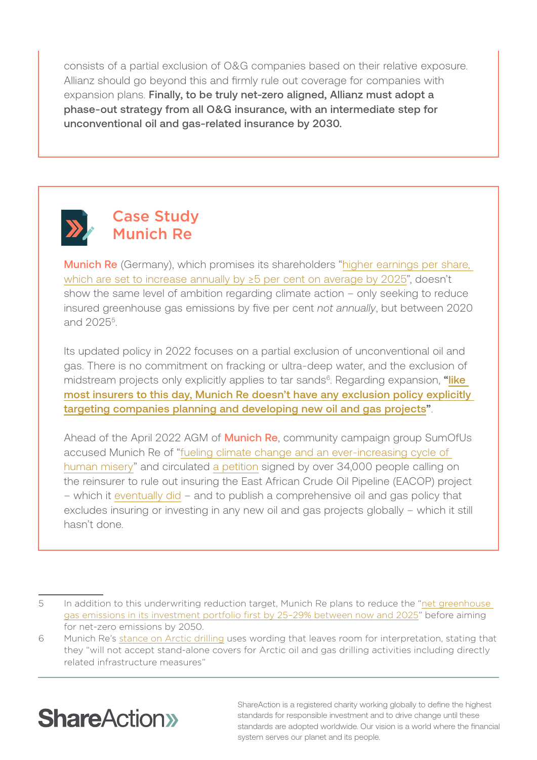consists of a partial exclusion of O&G companies based on their relative exposure. Allianz should go beyond this and firmly rule out coverage for companies with expansion plans. **Finally, to be truly net-zero aligned, Allianz must adopt a phase-out strategy from all O&G insurance, with an intermediate step for unconventional oil and gas-related insurance by 2030.**

## Case Study Munich Re

**Munich Re** (Germany), which promises its shareholders "higher earnings per share, which are set to increase annually by ≥5 per cent on average by 2025", doesn't show the same level of ambition regarding climate action – only seeking to reduce insured greenhouse gas emissions by five per cent *not annually*, but between 2020 and 2025[5].

Its updated policy in 2022 focuses on a partial exclusion of unconventional oil and gas. There is no commitment on fracking or ultra-deep water, and the exclusion of midstream projects only explicitly applies to tar sands[6]. Regarding expansion, **"like most insurers to this day, Munich Re doesn't have any exclusion policy explicitly targeting companies planning and developing new oil and gas projects"**.

Ahead of the April 2022 AGM of **Munich Re**, community campaign group SumOfUs accused Munich Re of "fueling climate change and an ever-increasing cycle of human misery" and circulated a petition signed by over 34,000 people calling on the reinsurer to rule out insuring the East African Crude Oil Pipeline (EACOP) project – which it eventually did – and to publish a comprehensive oil and gas policy that excludes insuring or investing in any new oil and gas projects globally – which it still hasn't done.

---

5 In addition to this underwriting reduction target, Munich Re plans to reduce the "net greenhouse gas emissions in its investment portfolio first by 25–29% between now and 2025" before aiming for net-zero emissions by 2050.

6 Munich Re's stance on Arctic drilling uses wording that leaves room for interpretation, stating that they "will not accept stand-alone covers for Arctic oil and gas drilling activities including directly related infrastructure measures"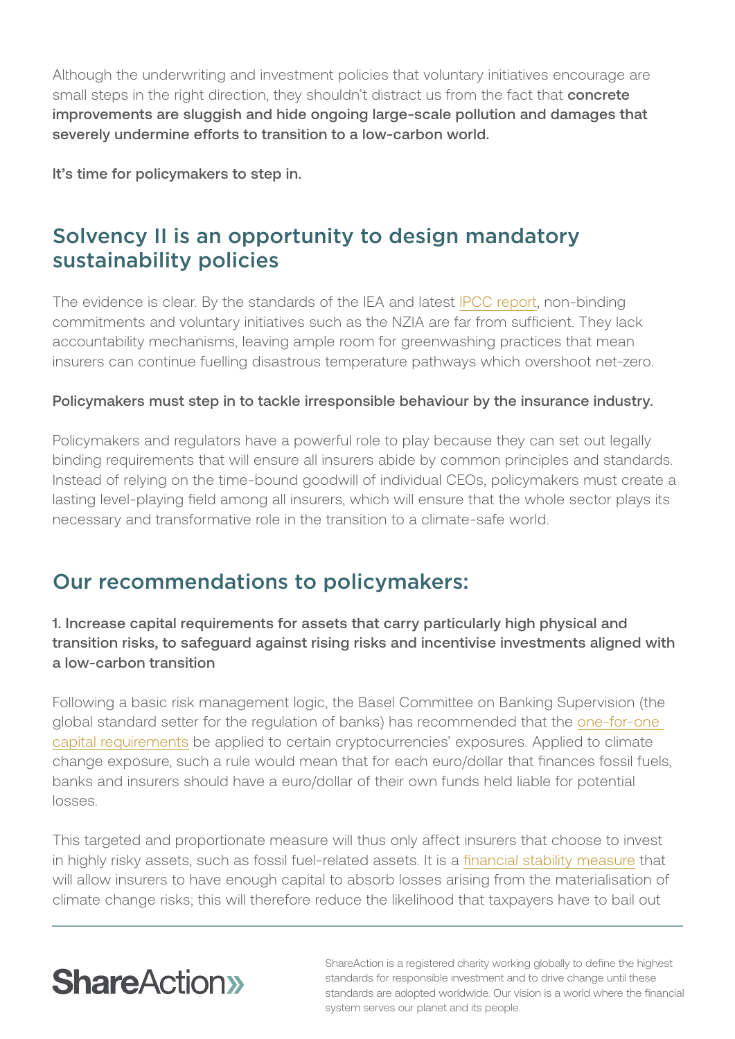Although the underwriting and investment policies that voluntary initiatives encourage are small steps in the right direction, they shouldn't distract us from the fact that **concrete improvements are sluggish and hide ongoing large-scale pollution and damages that severely undermine efforts to transition to a low-carbon world.**

**It's time for policymakers to step in.**

## Solvency II is an opportunity to design mandatory sustainability policies

The evidence is clear. By the standards of the IEA and latest IPCC report, non-binding commitments and voluntary initiatives such as the NZIA are far from sufficient. They lack accountability mechanisms, leaving ample room for greenwashing practices that mean insurers can continue fuelling disastrous temperature pathways which overshoot net-zero.

**Policymakers must step in to tackle irresponsible behaviour by the insurance industry.**

Policymakers and regulators have a powerful role to play because they can set out legally binding requirements that will ensure all insurers abide by common principles and standards. Instead of relying on the time-bound goodwill of individual CEOs, policymakers must create a lasting level-playing field among all insurers, which will ensure that the whole sector plays its necessary and transformative role in the transition to a climate-safe world.

## Our recommendations to policymakers:

**1. Increase capital requirements for assets that carry particularly high physical and transition risks, to safeguard against rising risks and incentivise investments aligned with a low-carbon transition**

Following a basic risk management logic, the Basel Committee on Banking Supervision (the global standard setter for the regulation of banks) has recommended that the one-for-one capital requirements be applied to certain cryptocurrencies' exposures. Applied to climate change exposure, such a rule would mean that for each euro/dollar that finances fossil fuels, banks and insurers should have a euro/dollar of their own funds held liable for potential losses.

This targeted and proportionate measure will thus only affect insurers that choose to invest in highly risky assets, such as fossil fuel-related assets. It is a financial stability measure that will allow insurers to have enough capital to absorb losses arising from the materialisation of climate change risks; this will therefore reduce the likelihood that taxpayers have to bail out

ShareAction is a registered charity working globally to define the highest standards for responsible investment and to drive change until these standards are adopted worldwide. Our vision is a world where the financial system serves our planet and its people.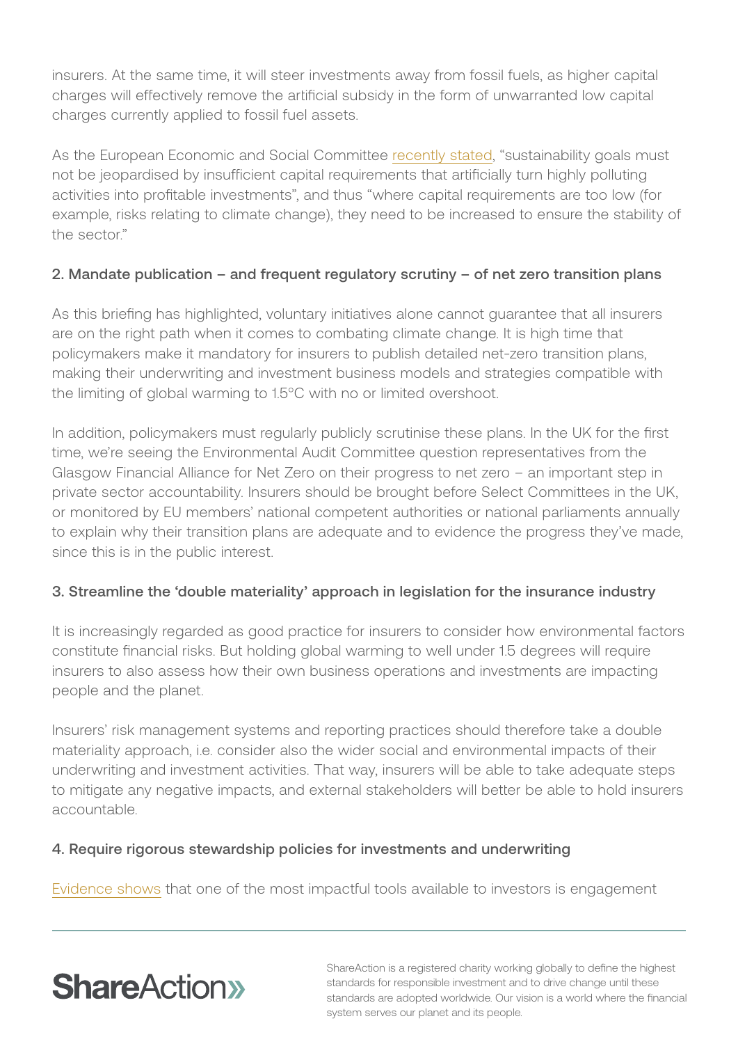insurers. At the same time, it will steer investments away from fossil fuels, as higher capital charges will effectively remove the artificial subsidy in the form of unwarranted low capital charges currently applied to fossil fuel assets.

As the European Economic and Social Committee recently stated, "sustainability goals must not be jeopardised by insufficient capital requirements that artificially turn highly polluting activities into profitable investments", and thus "where capital requirements are too low (for example, risks relating to climate change), they need to be increased to ensure the stability of the sector."

**2. Mandate publication – and frequent regulatory scrutiny – of net zero transition plans**

As this briefing has highlighted, voluntary initiatives alone cannot guarantee that all insurers are on the right path when it comes to combating climate change. It is high time that policymakers make it mandatory for insurers to publish detailed net-zero transition plans, making their underwriting and investment business models and strategies compatible with the limiting of global warming to 1.5°C with no or limited overshoot.

In addition, policymakers must regularly publicly scrutinise these plans. In the UK for the first time, we're seeing the Environmental Audit Committee question representatives from the Glasgow Financial Alliance for Net Zero on their progress to net zero – an important step in private sector accountability. Insurers should be brought before Select Committees in the UK, or monitored by EU members' national competent authorities or national parliaments annually to explain why their transition plans are adequate and to evidence the progress they've made, since this is in the public interest.

**3. Streamline the 'double materiality' approach in legislation for the insurance industry**

It is increasingly regarded as good practice for insurers to consider how environmental factors constitute financial risks. But holding global warming to well under 1.5 degrees will require insurers to also assess how their own business operations and investments are impacting people and the planet.

Insurers' risk management systems and reporting practices should therefore take a double materiality approach, i.e. consider also the wider social and environmental impacts of their underwriting and investment activities. That way, insurers will be able to take adequate steps to mitigate any negative impacts, and external stakeholders will better be able to hold insurers accountable.

**4. Require rigorous stewardship policies for investments and underwriting**

Evidence shows that one of the most impactful tools available to investors is engagement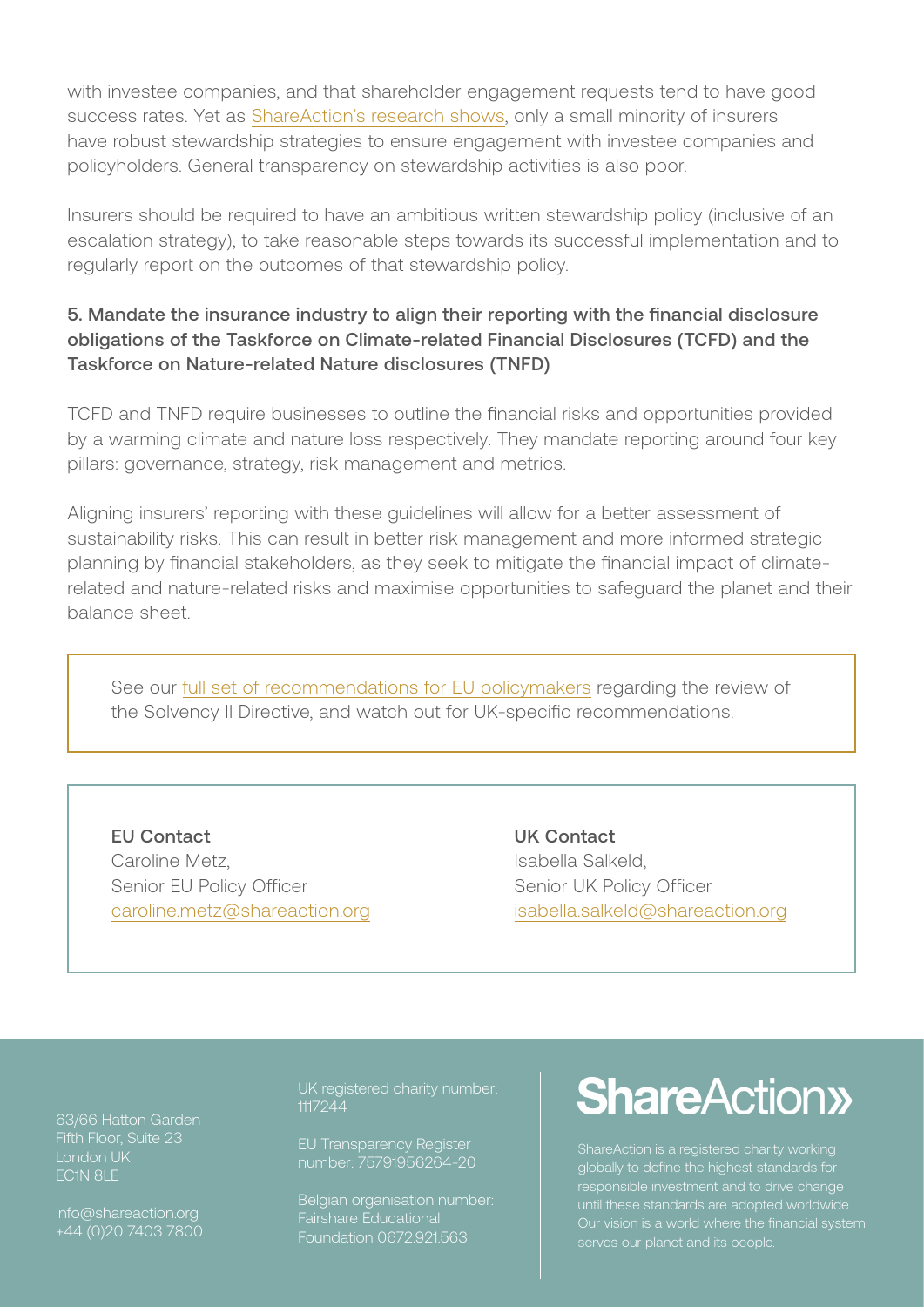with investee companies, and that shareholder engagement requests tend to have good success rates. Yet as ShareAction's research shows, only a small minority of insurers have robust stewardship strategies to ensure engagement with investee companies and policyholders. General transparency on stewardship activities is also poor.

Insurers should be required to have an ambitious written stewardship policy (inclusive of an escalation strategy), to take reasonable steps towards its successful implementation and to regularly report on the outcomes of that stewardship policy.

### 5. Mandate the insurance industry to align their reporting with the financial disclosure obligations of the Taskforce on Climate-related Financial Disclosures (TCFD) and the Taskforce on Nature-related Nature disclosures (TNFD)

TCFD and TNFD require businesses to outline the financial risks and opportunities provided by a warming climate and nature loss respectively. They mandate reporting around four key pillars: governance, strategy, risk management and metrics.

Aligning insurers' reporting with these guidelines will allow for a better assessment of sustainability risks. This can result in better risk management and more informed strategic planning by financial stakeholders, as they seek to mitigate the financial impact of climate-related and nature-related risks and maximise opportunities to safeguard the planet and their balance sheet.

See our full set of recommendations for EU policymakers regarding the review of the Solvency II Directive, and watch out for UK-specific recommendations.

**EU Contact**
Caroline Metz,
Senior EU Policy Officer
caroline.metz@shareaction.org

**UK Contact**
Isabella Salkeld,
Senior UK Policy Officer
isabella.salkeld@shareaction.org

63/66 Hatton Garden
Fifth Floor, Suite 23
London UK
EC1N 8LE

info@shareaction.org
+44 (0)20 7403 7800

UK registered charity number: 1117244

EU Transparency Register number: 75791956264-20

Belgian organisation number: Fairshare Educational Foundation 0672.921.563

**ShareAction»**

ShareAction is a registered charity working globally to define the highest standards for responsible investment and to drive change until these standards are adopted worldwide. Our vision is a world where the financial system serves our planet and its people.